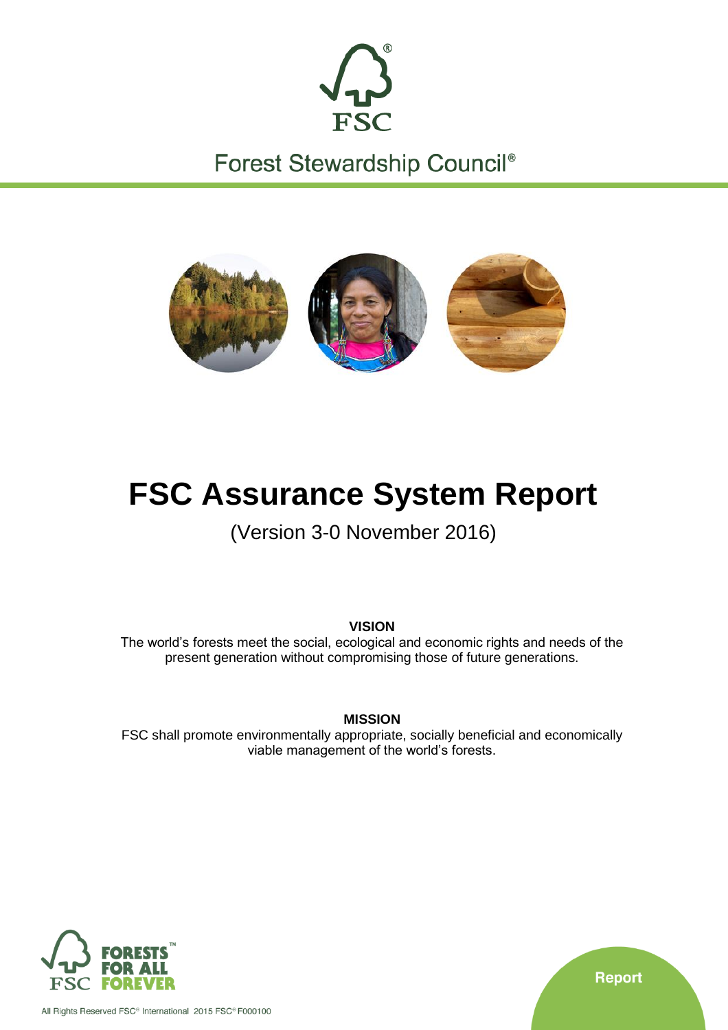Forest Stewardship Council®

# FSC Assurance System Report

(Version 3-0 November 2016)

**VISION**

The world's forests meet the social, ecological and economic rights and needs of the present generation without compromising those of future generations.

**MISSION**

FSC shall promote environmentally appropriate, socially beneficial and economically viable management of the world's forests.

FORESTS FOR ALL FOREVER

Report

All Rights Reserved FSC® International 2015 FSC® F000100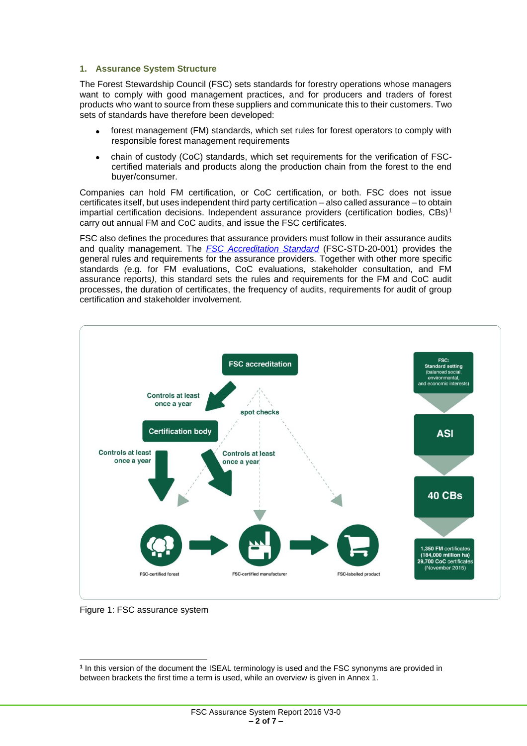## 1. Assurance System Structure

The Forest Stewardship Council (FSC) sets standards for forestry operations whose managers want to comply with good management practices, and for producers and traders of forest products who want to source from these suppliers and communicate this to their customers. Two sets of standards have therefore been developed:

- forest management (FM) standards, which set rules for forest operators to comply with responsible forest management requirements
- chain of custody (CoC) standards, which set requirements for the verification of FSC-certified materials and products along the production chain from the forest to the end buyer/consumer.

Companies can hold FM certification, or CoC certification, or both. FSC does not issue certificates itself, but uses independent third party certification – also called assurance – to obtain impartial certification decisions. Independent assurance providers (certification bodies, CBs)[1] carry out annual FM and CoC audits, and issue the FSC certificates.

FSC also defines the procedures that assurance providers must follow in their assurance audits and quality management. The *FSC Accreditation Standard* (FSC-STD-20-001) provides the general rules and requirements for the assurance providers. Together with other more specific standards *(*e.g. for FM evaluations, CoC evaluations, stakeholder consultation, and FM assurance reports*)*, this standard sets the rules and requirements for the FM and CoC audit processes, the duration of certificates, the frequency of audits, requirements for audit of group certification and stakeholder involvement.

Figure 1: FSC assurance system

[1] In this version of the document the ISEAL terminology is used and the FSC synonyms are provided in between brackets the first time a term is used, while an overview is given in Annex 1.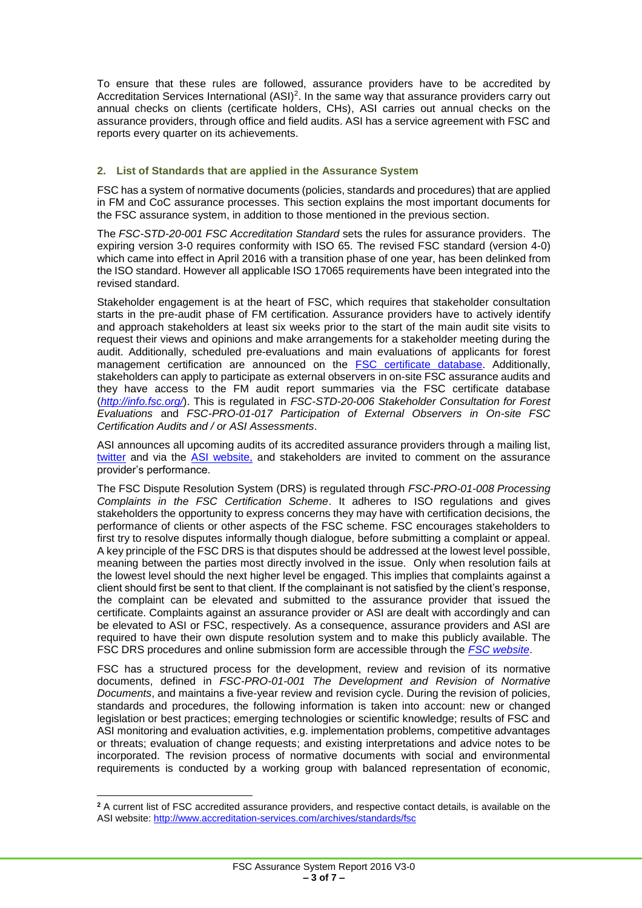To ensure that these rules are followed, assurance providers have to be accredited by Accreditation Services International (ASI)[2]. In the same way that assurance providers carry out annual checks on clients (certificate holders, CHs), ASI carries out annual checks on the assurance providers, through office and field audits. ASI has a service agreement with FSC and reports every quarter on its achievements.

## 2. List of Standards that are applied in the Assurance System

FSC has a system of normative documents (policies, standards and procedures) that are applied in FM and CoC assurance processes. This section explains the most important documents for the FSC assurance system, in addition to those mentioned in the previous section.

The *FSC-STD-20-001 FSC Accreditation Standard* sets the rules for assurance providers. The expiring version 3-0 requires conformity with ISO 65. The revised FSC standard (version 4-0) which came into effect in April 2016 with a transition phase of one year, has been delinked from the ISO standard. However all applicable ISO 17065 requirements have been integrated into the revised standard.

Stakeholder engagement is at the heart of FSC, which requires that stakeholder consultation starts in the pre-audit phase of FM certification. Assurance providers have to actively identify and approach stakeholders at least six weeks prior to the start of the main audit site visits to request their views and opinions and make arrangements for a stakeholder meeting during the audit. Additionally, scheduled pre-evaluations and main evaluations of applicants for forest management certification are announced on the FSC certificate database. Additionally, stakeholders can apply to participate as external observers in on-site FSC assurance audits and they have access to the FM audit report summaries via the FSC certificate database (*http://info.fsc.org/*). This is regulated in *FSC-STD-20-006 Stakeholder Consultation for Forest Evaluations* and *FSC-PRO-01-017 Participation of External Observers in On-site FSC Certification Audits and / or ASI Assessments*.

ASI announces all upcoming audits of its accredited assurance providers through a mailing list, twitter and via the ASI website, and stakeholders are invited to comment on the assurance provider's performance.

The FSC Dispute Resolution System (DRS) is regulated through *FSC-PRO-01-008 Processing Complaints in the FSC Certification Scheme*. It adheres to ISO regulations and gives stakeholders the opportunity to express concerns they may have with certification decisions, the performance of clients or other aspects of the FSC scheme. FSC encourages stakeholders to first try to resolve disputes informally though dialogue, before submitting a complaint or appeal. A key principle of the FSC DRS is that disputes should be addressed at the lowest level possible, meaning between the parties most directly involved in the issue. Only when resolution fails at the lowest level should the next higher level be engaged. This implies that complaints against a client should first be sent to that client. If the complainant is not satisfied by the client's response, the complaint can be elevated and submitted to the assurance provider that issued the certificate. Complaints against an assurance provider or ASI are dealt with accordingly and can be elevated to ASI or FSC, respectively. As a consequence, assurance providers and ASI are required to have their own dispute resolution system and to make this publicly available. The FSC DRS procedures and online submission form are accessible through the *FSC website*.

FSC has a structured process for the development, review and revision of its normative documents, defined in *FSC-PRO-01-001 The Development and Revision of Normative Documents*, and maintains a five-year review and revision cycle. During the revision of policies, standards and procedures, the following information is taken into account: new or changed legislation or best practices; emerging technologies or scientific knowledge; results of FSC and ASI monitoring and evaluation activities, e.g. implementation problems, competitive advantages or threats; evaluation of change requests; and existing interpretations and advice notes to be incorporated. The revision process of normative documents with social and environmental requirements is conducted by a working group with balanced representation of economic,

[2] A current list of FSC accredited assurance providers, and respective contact details, is available on the ASI website: http://www.accreditation-services.com/archives/standards/fsc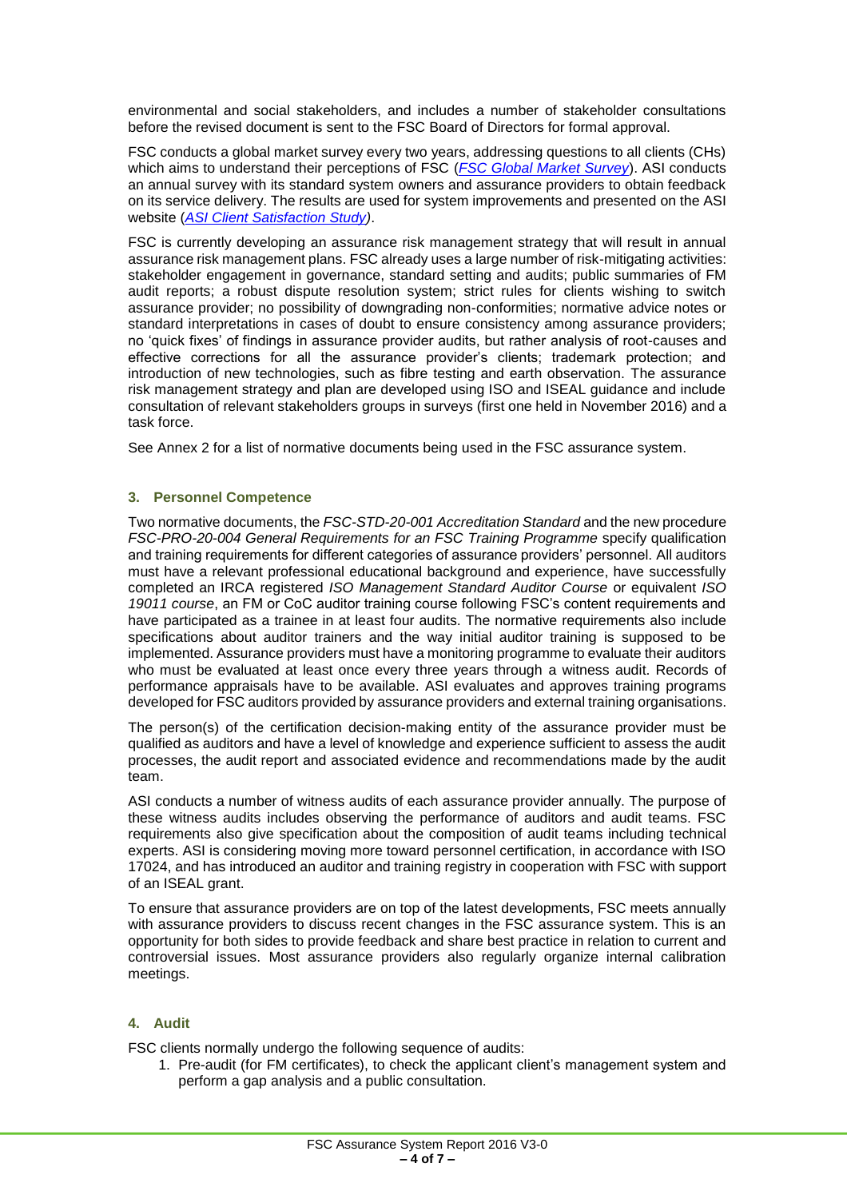environmental and social stakeholders, and includes a number of stakeholder consultations before the revised document is sent to the FSC Board of Directors for formal approval.

FSC conducts a global market survey every two years, addressing questions to all clients (CHs) which aims to understand their perceptions of FSC (*FSC Global Market Survey*). ASI conducts an annual survey with its standard system owners and assurance providers to obtain feedback on its service delivery. The results are used for system improvements and presented on the ASI website (*ASI Client Satisfaction Study)*.

FSC is currently developing an assurance risk management strategy that will result in annual assurance risk management plans. FSC already uses a large number of risk-mitigating activities: stakeholder engagement in governance, standard setting and audits; public summaries of FM audit reports; a robust dispute resolution system; strict rules for clients wishing to switch assurance provider; no possibility of downgrading non-conformities; normative advice notes or standard interpretations in cases of doubt to ensure consistency among assurance providers; no 'quick fixes' of findings in assurance provider audits, but rather analysis of root-causes and effective corrections for all the assurance provider's clients; trademark protection; and introduction of new technologies, such as fibre testing and earth observation. The assurance risk management strategy and plan are developed using ISO and ISEAL guidance and include consultation of relevant stakeholders groups in surveys (first one held in November 2016) and a task force.

See Annex 2 for a list of normative documents being used in the FSC assurance system.

## 3. Personnel Competence

Two normative documents, the *FSC-STD-20-001 Accreditation Standard* and the new procedure *FSC-PRO-20-004 General Requirements for an FSC Training Programme* specify qualification and training requirements for different categories of assurance providers' personnel. All auditors must have a relevant professional educational background and experience, have successfully completed an IRCA registered *ISO Management Standard Auditor Course* or equivalent *ISO 19011 course*, an FM or CoC auditor training course following FSC's content requirements and have participated as a trainee in at least four audits. The normative requirements also include specifications about auditor trainers and the way initial auditor training is supposed to be implemented. Assurance providers must have a monitoring programme to evaluate their auditors who must be evaluated at least once every three years through a witness audit. Records of performance appraisals have to be available. ASI evaluates and approves training programs developed for FSC auditors provided by assurance providers and external training organisations.

The person(s) of the certification decision-making entity of the assurance provider must be qualified as auditors and have a level of knowledge and experience sufficient to assess the audit processes, the audit report and associated evidence and recommendations made by the audit team.

ASI conducts a number of witness audits of each assurance provider annually. The purpose of these witness audits includes observing the performance of auditors and audit teams. FSC requirements also give specification about the composition of audit teams including technical experts. ASI is considering moving more toward personnel certification, in accordance with ISO 17024, and has introduced an auditor and training registry in cooperation with FSC with support of an ISEAL grant.

To ensure that assurance providers are on top of the latest developments, FSC meets annually with assurance providers to discuss recent changes in the FSC assurance system. This is an opportunity for both sides to provide feedback and share best practice in relation to current and controversial issues. Most assurance providers also regularly organize internal calibration meetings.

## 4. Audit

FSC clients normally undergo the following sequence of audits:

1. Pre-audit (for FM certificates), to check the applicant client's management system and perform a gap analysis and a public consultation.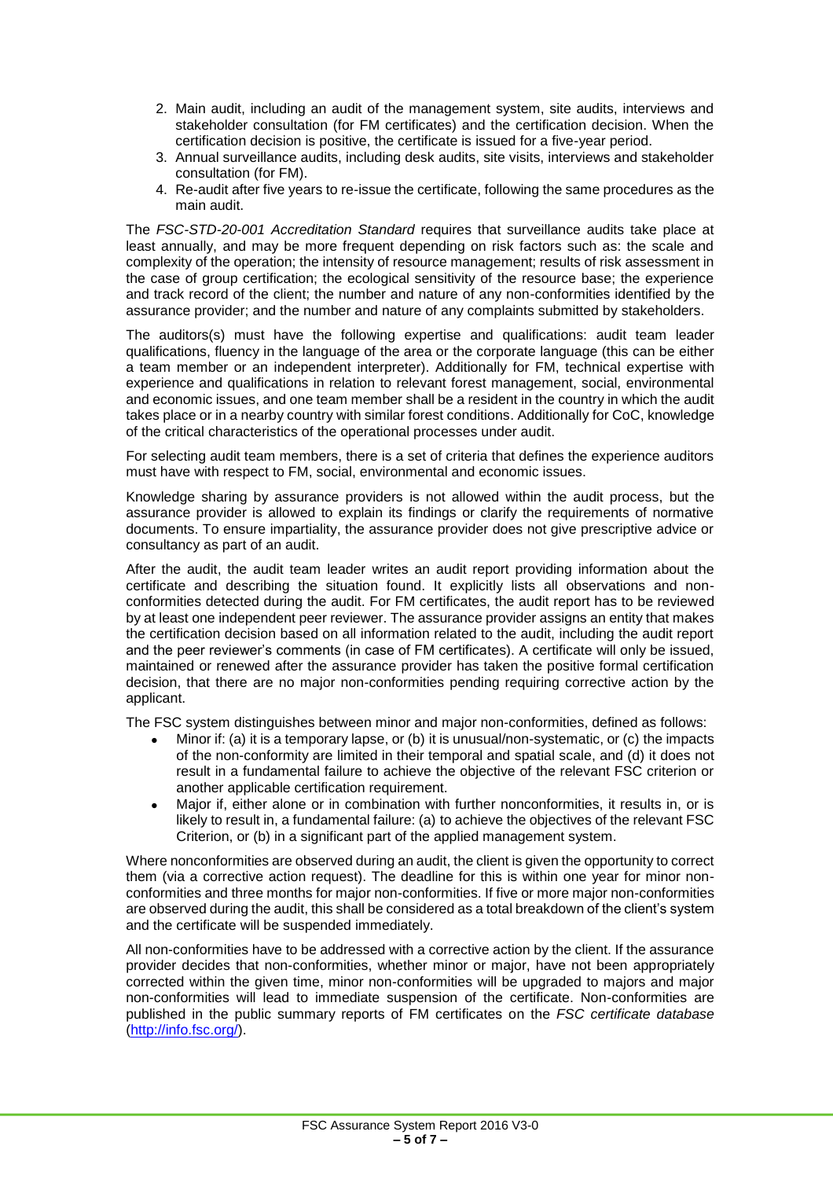2. Main audit, including an audit of the management system, site audits, interviews and stakeholder consultation (for FM certificates) and the certification decision. When the certification decision is positive, the certificate is issued for a five-year period.
3. Annual surveillance audits, including desk audits, site visits, interviews and stakeholder consultation (for FM).
4. Re-audit after five years to re-issue the certificate, following the same procedures as the main audit.

The *FSC-STD-20-001 Accreditation Standard* requires that surveillance audits take place at least annually, and may be more frequent depending on risk factors such as: the scale and complexity of the operation; the intensity of resource management; results of risk assessment in the case of group certification; the ecological sensitivity of the resource base; the experience and track record of the client; the number and nature of any non-conformities identified by the assurance provider; and the number and nature of any complaints submitted by stakeholders.

The auditors(s) must have the following expertise and qualifications: audit team leader qualifications, fluency in the language of the area or the corporate language (this can be either a team member or an independent interpreter). Additionally for FM, technical expertise with experience and qualifications in relation to relevant forest management, social, environmental and economic issues, and one team member shall be a resident in the country in which the audit takes place or in a nearby country with similar forest conditions. Additionally for CoC, knowledge of the critical characteristics of the operational processes under audit.

For selecting audit team members, there is a set of criteria that defines the experience auditors must have with respect to FM, social, environmental and economic issues.

Knowledge sharing by assurance providers is not allowed within the audit process, but the assurance provider is allowed to explain its findings or clarify the requirements of normative documents. To ensure impartiality, the assurance provider does not give prescriptive advice or consultancy as part of an audit.

After the audit, the audit team leader writes an audit report providing information about the certificate and describing the situation found. It explicitly lists all observations and non-conformities detected during the audit. For FM certificates, the audit report has to be reviewed by at least one independent peer reviewer. The assurance provider assigns an entity that makes the certification decision based on all information related to the audit, including the audit report and the peer reviewer's comments (in case of FM certificates). A certificate will only be issued, maintained or renewed after the assurance provider has taken the positive formal certification decision, that there are no major non-conformities pending requiring corrective action by the applicant.

The FSC system distinguishes between minor and major non-conformities, defined as follows:

- Minor if: (a) it is a temporary lapse, or (b) it is unusual/non-systematic, or (c) the impacts of the non-conformity are limited in their temporal and spatial scale, and (d) it does not result in a fundamental failure to achieve the objective of the relevant FSC criterion or another applicable certification requirement.
- Major if, either alone or in combination with further nonconformities, it results in, or is likely to result in, a fundamental failure: (a) to achieve the objectives of the relevant FSC Criterion, or (b) in a significant part of the applied management system.

Where nonconformities are observed during an audit, the client is given the opportunity to correct them (via a corrective action request). The deadline for this is within one year for minor non-conformities and three months for major non-conformities. If five or more major non-conformities are observed during the audit, this shall be considered as a total breakdown of the client's system and the certificate will be suspended immediately.

All non-conformities have to be addressed with a corrective action by the client. If the assurance provider decides that non-conformities, whether minor or major, have not been appropriately corrected within the given time, minor non-conformities will be upgraded to majors and major non-conformities will lead to immediate suspension of the certificate. Non-conformities are published in the public summary reports of FM certificates on the *FSC certificate database* (http://info.fsc.org/).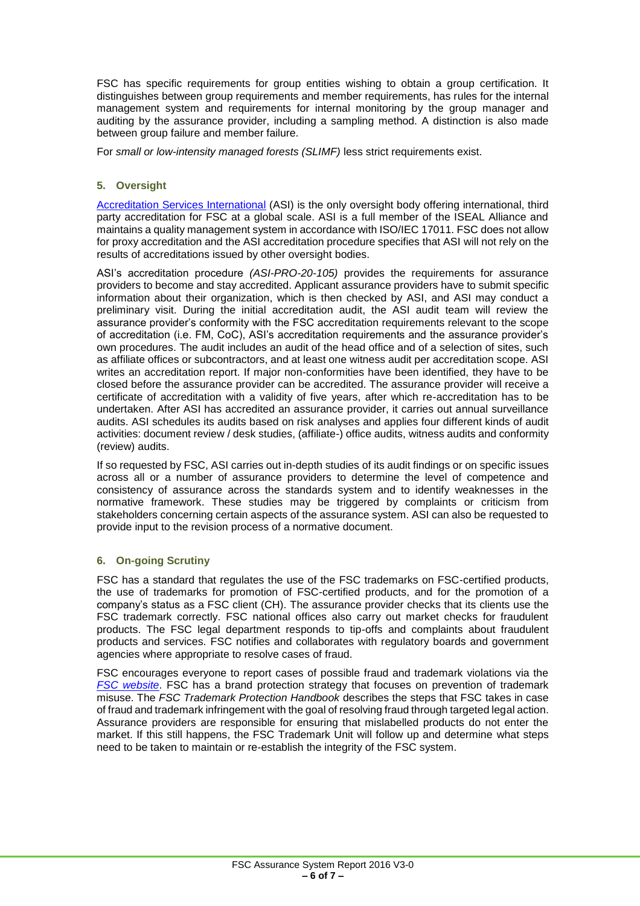FSC has specific requirements for group entities wishing to obtain a group certification. It distinguishes between group requirements and member requirements, has rules for the internal management system and requirements for internal monitoring by the group manager and auditing by the assurance provider, including a sampling method. A distinction is also made between group failure and member failure.

For *small or low-intensity managed forests (SLIMF)* less strict requirements exist.

## 5. Oversight

Accreditation Services International (ASI) is the only oversight body offering international, third party accreditation for FSC at a global scale. ASI is a full member of the ISEAL Alliance and maintains a quality management system in accordance with ISO/IEC 17011. FSC does not allow for proxy accreditation and the ASI accreditation procedure specifies that ASI will not rely on the results of accreditations issued by other oversight bodies.

ASI's accreditation procedure *(ASI-PRO-20-105)* provides the requirements for assurance providers to become and stay accredited. Applicant assurance providers have to submit specific information about their organization, which is then checked by ASI, and ASI may conduct a preliminary visit. During the initial accreditation audit, the ASI audit team will review the assurance provider's conformity with the FSC accreditation requirements relevant to the scope of accreditation (i.e. FM, CoC), ASI's accreditation requirements and the assurance provider's own procedures. The audit includes an audit of the head office and of a selection of sites, such as affiliate offices or subcontractors, and at least one witness audit per accreditation scope. ASI writes an accreditation report. If major non-conformities have been identified, they have to be closed before the assurance provider can be accredited. The assurance provider will receive a certificate of accreditation with a validity of five years, after which re-accreditation has to be undertaken. After ASI has accredited an assurance provider, it carries out annual surveillance audits. ASI schedules its audits based on risk analyses and applies four different kinds of audit activities: document review / desk studies, (affiliate-) office audits, witness audits and conformity (review) audits.

If so requested by FSC, ASI carries out in-depth studies of its audit findings or on specific issues across all or a number of assurance providers to determine the level of competence and consistency of assurance across the standards system and to identify weaknesses in the normative framework. These studies may be triggered by complaints or criticism from stakeholders concerning certain aspects of the assurance system. ASI can also be requested to provide input to the revision process of a normative document.

## 6. On-going Scrutiny

FSC has a standard that regulates the use of the FSC trademarks on FSC-certified products, the use of trademarks for promotion of FSC-certified products, and for the promotion of a company's status as a FSC client (CH). The assurance provider checks that its clients use the FSC trademark correctly. FSC national offices also carry out market checks for fraudulent products. The FSC legal department responds to tip-offs and complaints about fraudulent products and services. FSC notifies and collaborates with regulatory boards and government agencies where appropriate to resolve cases of fraud.

FSC encourages everyone to report cases of possible fraud and trademark violations via the *FSC website*. FSC has a brand protection strategy that focuses on prevention of trademark misuse. The *FSC Trademark Protection Handbook* describes the steps that FSC takes in case of fraud and trademark infringement with the goal of resolving fraud through targeted legal action. Assurance providers are responsible for ensuring that mislabelled products do not enter the market. If this still happens, the FSC Trademark Unit will follow up and determine what steps need to be taken to maintain or re-establish the integrity of the FSC system.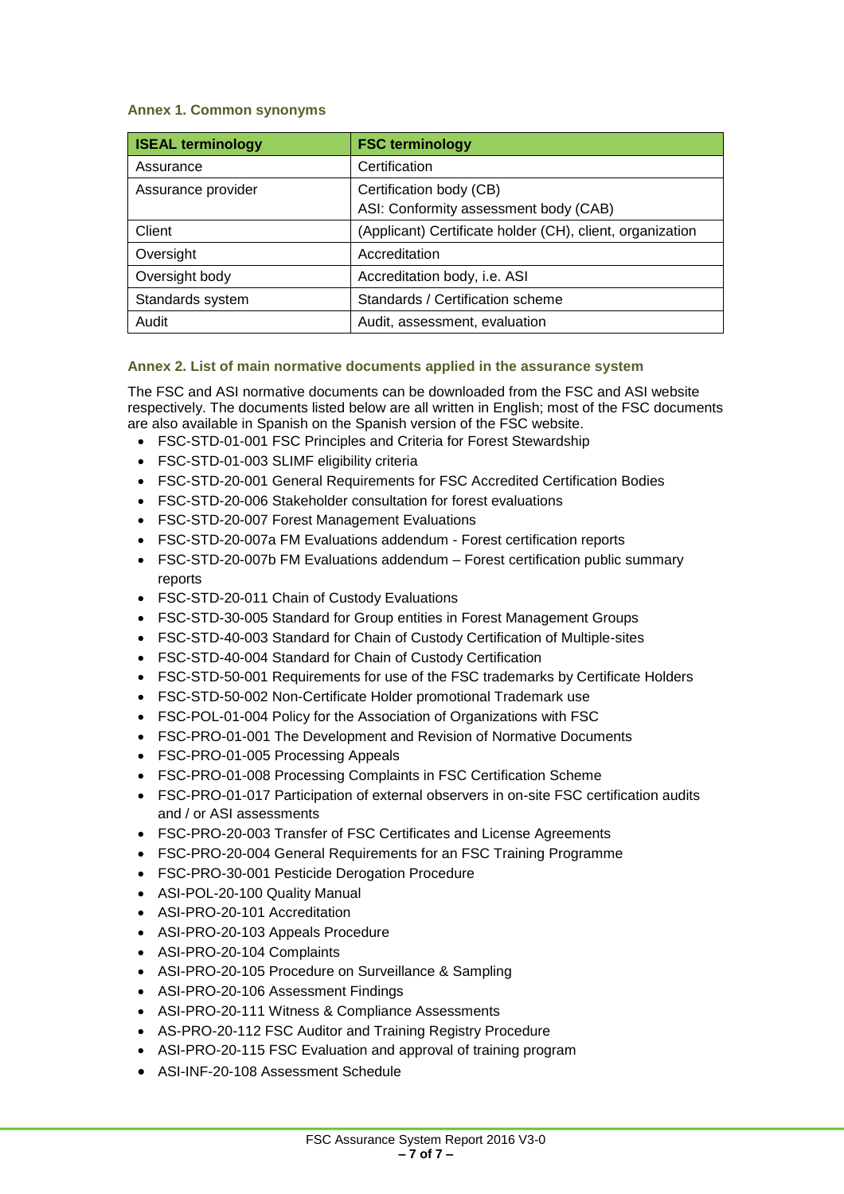### Annex 1. Common synonyms

| ISEAL terminology | FSC terminology |
|---|---|
| Assurance | Certification |
| Assurance provider | Certification body (CB)<br>ASI: Conformity assessment body (CAB) |
| Client | (Applicant) Certificate holder (CH), client, organization |
| Oversight | Accreditation |
| Oversight body | Accreditation body, i.e. ASI |
| Standards system | Standards / Certification scheme |
| Audit | Audit, assessment, evaluation |

### Annex 2. List of main normative documents applied in the assurance system

The FSC and ASI normative documents can be downloaded from the FSC and ASI website respectively. The documents listed below are all written in English; most of the FSC documents are also available in Spanish on the Spanish version of the FSC website.

- FSC-STD-01-001 FSC Principles and Criteria for Forest Stewardship
- FSC-STD-01-003 SLIMF eligibility criteria
- FSC-STD-20-001 General Requirements for FSC Accredited Certification Bodies
- FSC-STD-20-006 Stakeholder consultation for forest evaluations
- FSC-STD-20-007 Forest Management Evaluations
- FSC-STD-20-007a FM Evaluations addendum - Forest certification reports
- FSC-STD-20-007b FM Evaluations addendum – Forest certification public summary reports
- FSC-STD-20-011 Chain of Custody Evaluations
- FSC-STD-30-005 Standard for Group entities in Forest Management Groups
- FSC-STD-40-003 Standard for Chain of Custody Certification of Multiple-sites
- FSC-STD-40-004 Standard for Chain of Custody Certification
- FSC-STD-50-001 Requirements for use of the FSC trademarks by Certificate Holders
- FSC-STD-50-002 Non-Certificate Holder promotional Trademark use
- FSC-POL-01-004 Policy for the Association of Organizations with FSC
- FSC-PRO-01-001 The Development and Revision of Normative Documents
- FSC-PRO-01-005 Processing Appeals
- FSC-PRO-01-008 Processing Complaints in FSC Certification Scheme
- FSC-PRO-01-017 Participation of external observers in on-site FSC certification audits and / or ASI assessments
- FSC-PRO-20-003 Transfer of FSC Certificates and License Agreements
- FSC-PRO-20-004 General Requirements for an FSC Training Programme
- FSC-PRO-30-001 Pesticide Derogation Procedure
- ASI-POL-20-100 Quality Manual
- ASI-PRO-20-101 Accreditation
- ASI-PRO-20-103 Appeals Procedure
- ASI-PRO-20-104 Complaints
- ASI-PRO-20-105 Procedure on Surveillance & Sampling
- ASI-PRO-20-106 Assessment Findings
- ASI-PRO-20-111 Witness & Compliance Assessments
- AS-PRO-20-112 FSC Auditor and Training Registry Procedure
- ASI-PRO-20-115 FSC Evaluation and approval of training program
- ASI-INF-20-108 Assessment Schedule